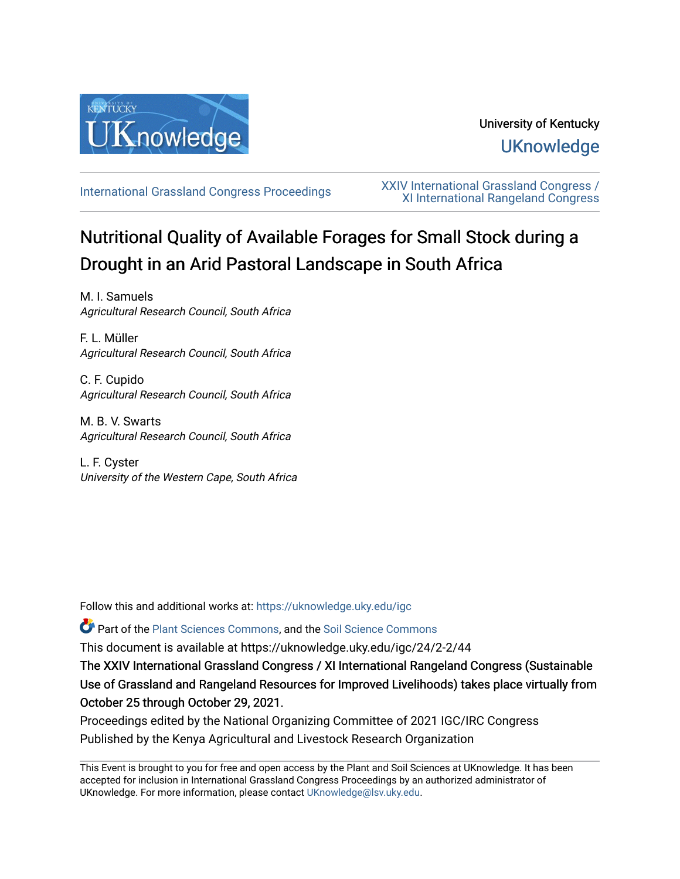University of Kentucky

UKnowledge

International Grassland Congress Proceedings

XXIV International Grassland Congress / XI International Rangeland Congress

# Nutritional Quality of Available Forages for Small Stock during a Drought in an Arid Pastoral Landscape in South Africa

M. I. Samuels
*Agricultural Research Council, South Africa*

F. L. Müller
*Agricultural Research Council, South Africa*

C. F. Cupido
*Agricultural Research Council, South Africa*

M. B. V. Swarts
*Agricultural Research Council, South Africa*

L. F. Cyster
*University of the Western Cape, South Africa*

Follow this and additional works at: https://uknowledge.uky.edu/igc

Part of the Plant Sciences Commons, and the Soil Science Commons

This document is available at https://uknowledge.uky.edu/igc/24/2-2/44

**The XXIV International Grassland Congress / XI International Rangeland Congress (Sustainable Use of Grassland and Rangeland Resources for Improved Livelihoods) takes place virtually from October 25 through October 29, 2021.**

Proceedings edited by the National Organizing Committee of 2021 IGC/IRC Congress
Published by the Kenya Agricultural and Livestock Research Organization

This Event is brought to you for free and open access by the Plant and Soil Sciences at UKnowledge. It has been accepted for inclusion in International Grassland Congress Proceedings by an authorized administrator of UKnowledge. For more information, please contact UKnowledge@lsv.uky.edu.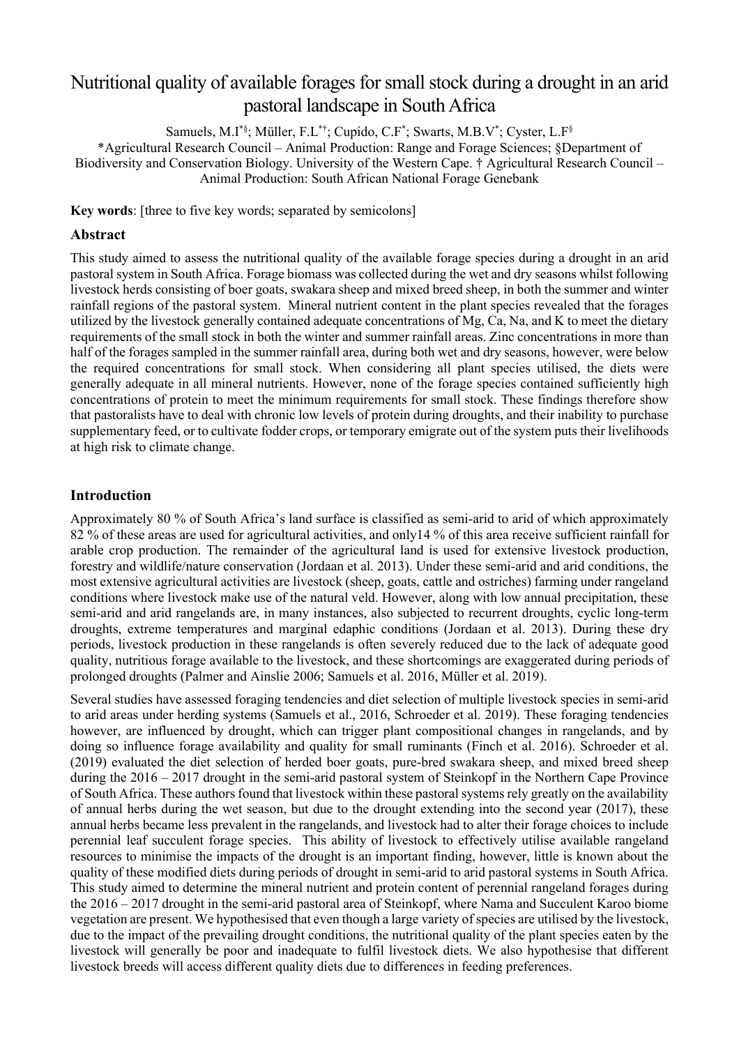# Nutritional quality of available forages for small stock during a drought in an arid pastoral landscape in South Africa

Samuels, M.I[*§]; Müller, F.L[*†]; Cupido, C.F[*]; Swarts, M.B.V[*]; Cyster, L.F[§]

[*]Agricultural Research Council – Animal Production: Range and Forage Sciences; [§]Department of Biodiversity and Conservation Biology. University of the Western Cape. [†] Agricultural Research Council – Animal Production: South African National Forage Genebank

**Key words**: [three to five key words; separated by semicolons]

## Abstract

This study aimed to assess the nutritional quality of the available forage species during a drought in an arid pastoral system in South Africa. Forage biomass was collected during the wet and dry seasons whilst following livestock herds consisting of boer goats, swakara sheep and mixed breed sheep, in both the summer and winter rainfall regions of the pastoral system. Mineral nutrient content in the plant species revealed that the forages utilized by the livestock generally contained adequate concentrations of Mg, Ca, Na, and K to meet the dietary requirements of the small stock in both the winter and summer rainfall areas. Zinc concentrations in more than half of the forages sampled in the summer rainfall area, during both wet and dry seasons, however, were below the required concentrations for small stock. When considering all plant species utilised, the diets were generally adequate in all mineral nutrients. However, none of the forage species contained sufficiently high concentrations of protein to meet the minimum requirements for small stock. These findings therefore show that pastoralists have to deal with chronic low levels of protein during droughts, and their inability to purchase supplementary feed, or to cultivate fodder crops, or temporary emigrate out of the system puts their livelihoods at high risk to climate change.

## Introduction

Approximately 80 % of South Africa's land surface is classified as semi-arid to arid of which approximately 82 % of these areas are used for agricultural activities, and only14 % of this area receive sufficient rainfall for arable crop production. The remainder of the agricultural land is used for extensive livestock production, forestry and wildlife/nature conservation (Jordaan et al. 2013). Under these semi-arid and arid conditions, the most extensive agricultural activities are livestock (sheep, goats, cattle and ostriches) farming under rangeland conditions where livestock make use of the natural veld. However, along with low annual precipitation, these semi-arid and arid rangelands are, in many instances, also subjected to recurrent droughts, cyclic long-term droughts, extreme temperatures and marginal edaphic conditions (Jordaan et al. 2013). During these dry periods, livestock production in these rangelands is often severely reduced due to the lack of adequate good quality, nutritious forage available to the livestock, and these shortcomings are exaggerated during periods of prolonged droughts (Palmer and Ainslie 2006; Samuels et al. 2016, Müller et al. 2019).

Several studies have assessed foraging tendencies and diet selection of multiple livestock species in semi-arid to arid areas under herding systems (Samuels et al., 2016, Schroeder et al. 2019). These foraging tendencies however, are influenced by drought, which can trigger plant compositional changes in rangelands, and by doing so influence forage availability and quality for small ruminants (Finch et al. 2016). Schroeder et al. (2019) evaluated the diet selection of herded boer goats, pure-bred swakara sheep, and mixed breed sheep during the 2016 – 2017 drought in the semi-arid pastoral system of Steinkopf in the Northern Cape Province of South Africa. These authors found that livestock within these pastoral systems rely greatly on the availability of annual herbs during the wet season, but due to the drought extending into the second year (2017), these annual herbs became less prevalent in the rangelands, and livestock had to alter their forage choices to include perennial leaf succulent forage species. This ability of livestock to effectively utilise available rangeland resources to minimise the impacts of the drought is an important finding, however, little is known about the quality of these modified diets during periods of drought in semi-arid to arid pastoral systems in South Africa. This study aimed to determine the mineral nutrient and protein content of perennial rangeland forages during the 2016 – 2017 drought in the semi-arid pastoral area of Steinkopf, where Nama and Succulent Karoo biome vegetation are present. We hypothesised that even though a large variety of species are utilised by the livestock, due to the impact of the prevailing drought conditions, the nutritional quality of the plant species eaten by the livestock will generally be poor and inadequate to fulfil livestock diets. We also hypothesise that different livestock breeds will access different quality diets due to differences in feeding preferences.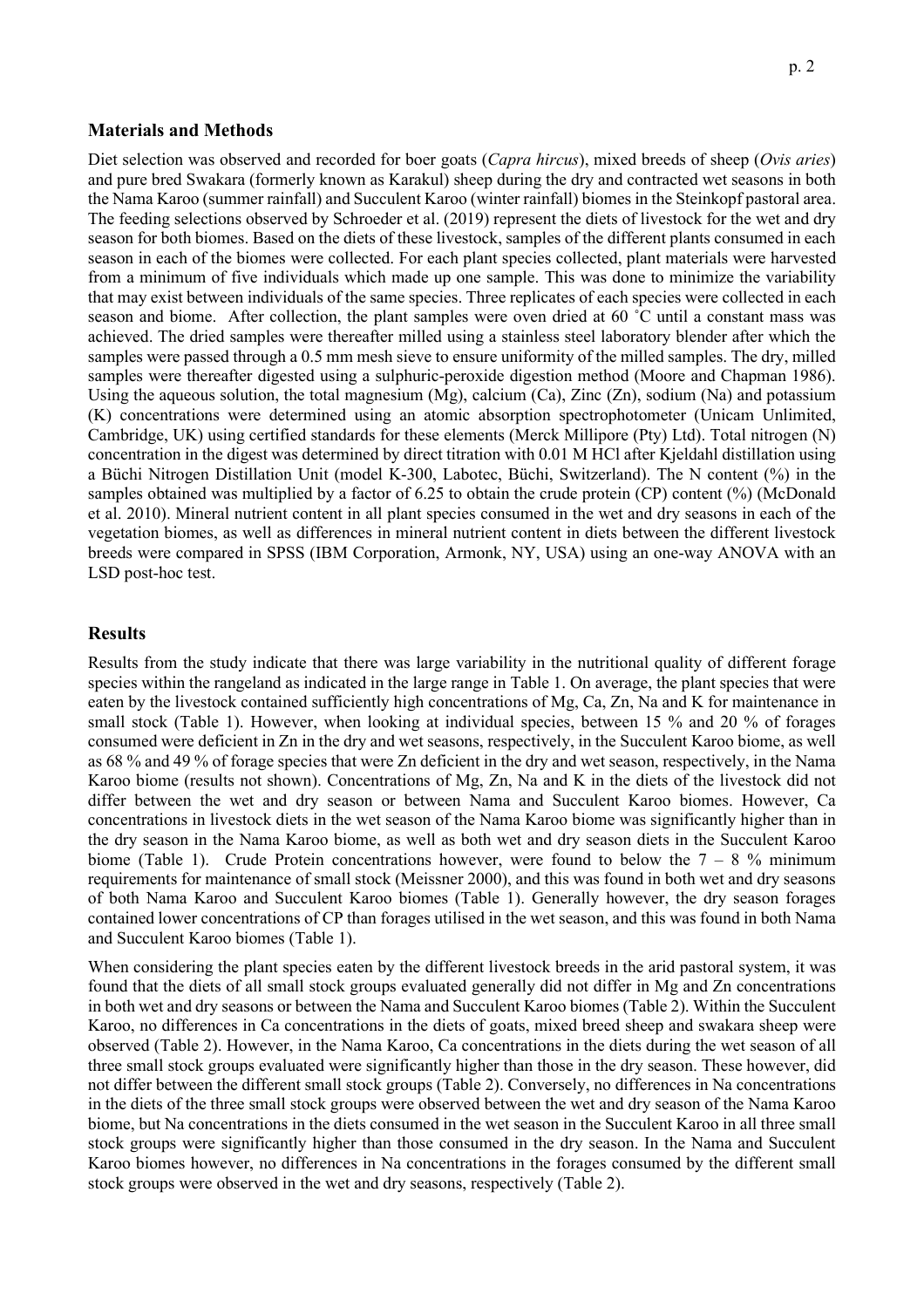## Materials and Methods

Diet selection was observed and recorded for boer goats (*Capra hircus*), mixed breeds of sheep (*Ovis aries*) and pure bred Swakara (formerly known as Karakul) sheep during the dry and contracted wet seasons in both the Nama Karoo (summer rainfall) and Succulent Karoo (winter rainfall) biomes in the Steinkopf pastoral area. The feeding selections observed by Schroeder et al. (2019) represent the diets of livestock for the wet and dry season for both biomes. Based on the diets of these livestock, samples of the different plants consumed in each season in each of the biomes were collected. For each plant species collected, plant materials were harvested from a minimum of five individuals which made up one sample. This was done to minimize the variability that may exist between individuals of the same species. Three replicates of each species were collected in each season and biome. After collection, the plant samples were oven dried at 60 ˚C until a constant mass was achieved. The dried samples were thereafter milled using a stainless steel laboratory blender after which the samples were passed through a 0.5 mm mesh sieve to ensure uniformity of the milled samples. The dry, milled samples were thereafter digested using a sulphuric-peroxide digestion method (Moore and Chapman 1986). Using the aqueous solution, the total magnesium (Mg), calcium (Ca), Zinc (Zn), sodium (Na) and potassium (K) concentrations were determined using an atomic absorption spectrophotometer (Unicam Unlimited, Cambridge, UK) using certified standards for these elements (Merck Millipore (Pty) Ltd). Total nitrogen (N) concentration in the digest was determined by direct titration with 0.01 M HCl after Kjeldahl distillation using a Büchi Nitrogen Distillation Unit (model K-300, Labotec, Büchi, Switzerland). The N content (%) in the samples obtained was multiplied by a factor of 6.25 to obtain the crude protein (CP) content (%) (McDonald et al. 2010). Mineral nutrient content in all plant species consumed in the wet and dry seasons in each of the vegetation biomes, as well as differences in mineral nutrient content in diets between the different livestock breeds were compared in SPSS (IBM Corporation, Armonk, NY, USA) using an one-way ANOVA with an LSD post-hoc test.

## Results

Results from the study indicate that there was large variability in the nutritional quality of different forage species within the rangeland as indicated in the large range in Table 1. On average, the plant species that were eaten by the livestock contained sufficiently high concentrations of Mg, Ca, Zn, Na and K for maintenance in small stock (Table 1). However, when looking at individual species, between 15 % and 20 % of forages consumed were deficient in Zn in the dry and wet seasons, respectively, in the Succulent Karoo biome, as well as 68 % and 49 % of forage species that were Zn deficient in the dry and wet season, respectively, in the Nama Karoo biome (results not shown). Concentrations of Mg, Zn, Na and K in the diets of the livestock did not differ between the wet and dry season or between Nama and Succulent Karoo biomes. However, Ca concentrations in livestock diets in the wet season of the Nama Karoo biome was significantly higher than in the dry season in the Nama Karoo biome, as well as both wet and dry season diets in the Succulent Karoo biome (Table 1). Crude Protein concentrations however, were found to below the 7 – 8 % minimum requirements for maintenance of small stock (Meissner 2000), and this was found in both wet and dry seasons of both Nama Karoo and Succulent Karoo biomes (Table 1). Generally however, the dry season forages contained lower concentrations of CP than forages utilised in the wet season, and this was found in both Nama and Succulent Karoo biomes (Table 1).

When considering the plant species eaten by the different livestock breeds in the arid pastoral system, it was found that the diets of all small stock groups evaluated generally did not differ in Mg and Zn concentrations in both wet and dry seasons or between the Nama and Succulent Karoo biomes (Table 2). Within the Succulent Karoo, no differences in Ca concentrations in the diets of goats, mixed breed sheep and swakara sheep were observed (Table 2). However, in the Nama Karoo, Ca concentrations in the diets during the wet season of all three small stock groups evaluated were significantly higher than those in the dry season. These however, did not differ between the different small stock groups (Table 2). Conversely, no differences in Na concentrations in the diets of the three small stock groups were observed between the wet and dry season of the Nama Karoo biome, but Na concentrations in the diets consumed in the wet season in the Succulent Karoo in all three small stock groups were significantly higher than those consumed in the dry season. In the Nama and Succulent Karoo biomes however, no differences in Na concentrations in the forages consumed by the different small stock groups were observed in the wet and dry seasons, respectively (Table 2).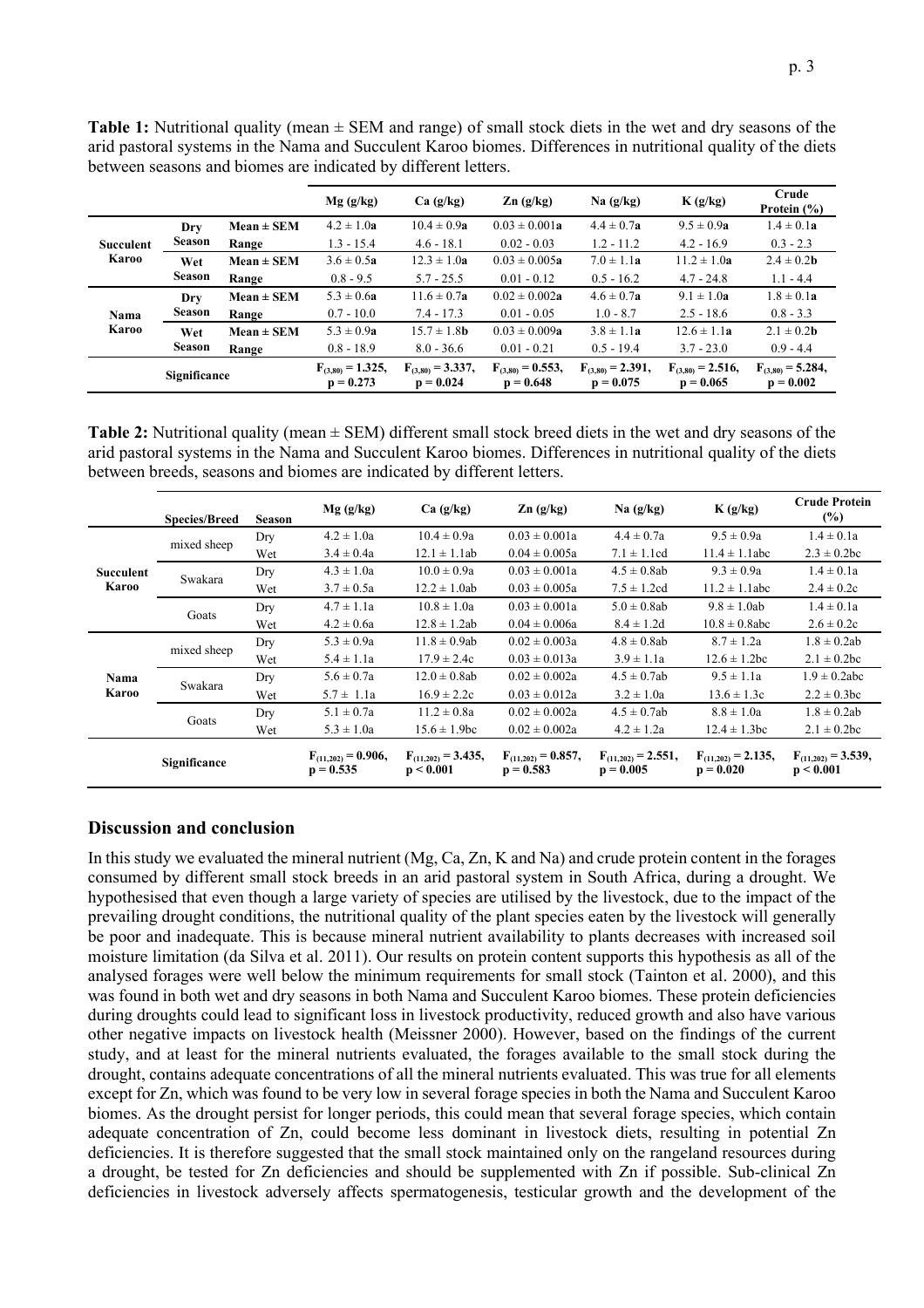**Table 1:** Nutritional quality (mean ± SEM and range) of small stock diets in the wet and dry seasons of the arid pastoral systems in the Nama and Succulent Karoo biomes. Differences in nutritional quality of the diets between seasons and biomes are indicated by different letters.

| | | | Mg (g/kg) | Ca (g/kg) | Zn (g/kg) | Na (g/kg) | K (g/kg) | Crude Protein (%) |
|---|---|---|---|---|---|---|---|---|
| **Succulent Karoo** | **Dry Season** | **Mean ± SEM** | 4.2 ± 1.0**a** | 10.4 ± 0.9**a** | 0.03 ± 0.001**a** | 4.4 ± 0.7**a** | 9.5 ± 0.9**a** | 1.4 ± 0.1**a** |
| | | **Range** | 1.3 - 15.4 | 4.6 - 18.1 | 0.02 - 0.03 | 1.2 - 11.2 | 4.2 - 16.9 | 0.3 - 2.3 |
| | **Wet Season** | **Mean ± SEM** | 3.6 ± 0.5**a** | 12.3 ± 1.0**a** | 0.03 ± 0.005**a** | 7.0 ± 1.1**a** | 11.2 ± 1.0**a** | 2.4 ± 0.2**b** |
| | | **Range** | 0.8 - 9.5 | 5.7 - 25.5 | 0.01 - 0.12 | 0.5 - 16.2 | 4.7 - 24.8 | 1.1 - 4.4 |
| **Nama Karoo** | **Dry Season** | **Mean ± SEM** | 5.3 ± 0.6**a** | 11.6 ± 0.7**a** | 0.02 ± 0.002**a** | 4.6 ± 0.7**a** | 9.1 ± 1.0**a** | 1.8 ± 0.1**a** |
| | | **Range** | 0.7 - 10.0 | 7.4 - 17.3 | 0.01 - 0.05 | 1.0 - 8.7 | 2.5 - 18.6 | 0.8 - 3.3 |
| | **Wet Season** | **Mean ± SEM** | 5.3 ± 0.9**a** | 15.7 ± 1.8**b** | 0.03 ± 0.009**a** | 3.8 ± 1.1**a** | 12.6 ± 1.1**a** | 2.1 ± 0.2**b** |
| | | **Range** | 0.8 - 18.9 | 8.0 - 36.6 | 0.01 - 0.21 | 0.5 - 19.4 | 3.7 - 23.0 | 0.9 - 4.4 |
| **Significance** | | | $F_{(3,80)} = 1.325$, $p = 0.273$ | $F_{(3,80)} = 3.337$, $p = 0.024$ | $F_{(3,80)} = 0.553$, $p = 0.648$ | $F_{(3,80)} = 2.391$, $p = 0.075$ | $F_{(3,80)} = 2.516$, $p = 0.065$ | $F_{(3,80)} = 5.284$, $p = 0.002$ |

**Table 2:** Nutritional quality (mean ± SEM) different small stock breed diets in the wet and dry seasons of the arid pastoral systems in the Nama and Succulent Karoo biomes. Differences in nutritional quality of the diets between breeds, seasons and biomes are indicated by different letters.

| | Species/Breed | Season | Mg (g/kg) | Ca (g/kg) | Zn (g/kg) | Na (g/kg) | K (g/kg) | Crude Protein (%) |
|---|---|---|---|---|---|---|---|---|
| **Succulent Karoo** | mixed sheep | Dry | 4.2 ± 1.0a | 10.4 ± 0.9a | 0.03 ± 0.001a | 4.4 ± 0.7a | 9.5 ± 0.9a | 1.4 ± 0.1a |
| | | Wet | 3.4 ± 0.4a | 12.1 ± 1.1ab | 0.04 ± 0.005a | 7.1 ± 1.1cd | 11.4 ± 1.1abc | 2.3 ± 0.2bc |
| | Swakara | Dry | 4.3 ± 1.0a | 10.0 ± 0.9a | 0.03 ± 0.001a | 4.5 ± 0.8ab | 9.3 ± 0.9a | 1.4 ± 0.1a |
| | | Wet | 3.7 ± 0.5a | 12.2 ± 1.0ab | 0.03 ± 0.005a | 7.5 ± 1.2cd | 11.2 ± 1.1abc | 2.4 ± 0.2c |
| | Goats | Dry | 4.7 ± 1.1a | 10.8 ± 1.0a | 0.03 ± 0.001a | 5.0 ± 0.8ab | 9.8 ± 1.0ab | 1.4 ± 0.1a |
| | | Wet | 4.2 ± 0.6a | 12.8 ± 1.2ab | 0.04 ± 0.006a | 8.4 ± 1.2d | 10.8 ± 0.8abc | 2.6 ± 0.2c |
| **Nama Karoo** | mixed sheep | Dry | 5.3 ± 0.9a | 11.8 ± 0.9ab | 0.02 ± 0.003a | 4.8 ± 0.8ab | 8.7 ± 1.2a | 1.8 ± 0.2ab |
| | | Wet | 5.4 ± 1.1a | 17.9 ± 2.4c | 0.03 ± 0.013a | 3.9 ± 1.1a | 12.6 ± 1.2bc | 2.1 ± 0.2bc |
| | Swakara | Dry | 5.6 ± 0.7a | 12.0 ± 0.8ab | 0.02 ± 0.002a | 4.5 ± 0.7ab | 9.5 ± 1.1a | 1.9 ± 0.2abc |
| | | Wet | 5.7 ± 1.1a | 16.9 ± 2.2c | 0.03 ± 0.012a | 3.2 ± 1.0a | 13.6 ± 1.3c | 2.2 ± 0.3bc |
| | Goats | Dry | 5.1 ± 0.7a | 11.2 ± 0.8a | 0.02 ± 0.002a | 4.5 ± 0.7ab | 8.8 ± 1.0a | 1.8 ± 0.2ab |
| | | Wet | 5.3 ± 1.0a | 15.6 ± 1.9bc | 0.02 ± 0.002a | 4.2 ± 1.2a | 12.4 ± 1.3bc | 2.1 ± 0.2bc |
| **Significance** | | | $F_{(11,202)} = 0.906$, $p = 0.535$ | $F_{(11,202)} = 3.435$, $p < 0.001$ | $F_{(11,202)} = 0.857$, $p = 0.583$ | $F_{(11,202)} = 2.551$, $p = 0.005$ | $F_{(11,202)} = 2.135$, $p = 0.020$ | $F_{(11,202)} = 3.539$, $p < 0.001$ |

## Discussion and conclusion

In this study we evaluated the mineral nutrient (Mg, Ca, Zn, K and Na) and crude protein content in the forages consumed by different small stock breeds in an arid pastoral system in South Africa, during a drought. We hypothesised that even though a large variety of species are utilised by the livestock, due to the impact of the prevailing drought conditions, the nutritional quality of the plant species eaten by the livestock will generally be poor and inadequate. This is because mineral nutrient availability to plants decreases with increased soil moisture limitation (da Silva et al. 2011). Our results on protein content supports this hypothesis as all of the analysed forages were well below the minimum requirements for small stock (Tainton et al. 2000), and this was found in both wet and dry seasons in both Nama and Succulent Karoo biomes. These protein deficiencies during droughts could lead to significant loss in livestock productivity, reduced growth and also have various other negative impacts on livestock health (Meissner 2000). However, based on the findings of the current study, and at least for the mineral nutrients evaluated, the forages available to the small stock during the drought, contains adequate concentrations of all the mineral nutrients evaluated. This was true for all elements except for Zn, which was found to be very low in several forage species in both the Nama and Succulent Karoo biomes. As the drought persist for longer periods, this could mean that several forage species, which contain adequate concentration of Zn, could become less dominant in livestock diets, resulting in potential Zn deficiencies. It is therefore suggested that the small stock maintained only on the rangeland resources during a drought, be tested for Zn deficiencies and should be supplemented with Zn if possible. Sub-clinical Zn deficiencies in livestock adversely affects spermatogenesis, testicular growth and the development of the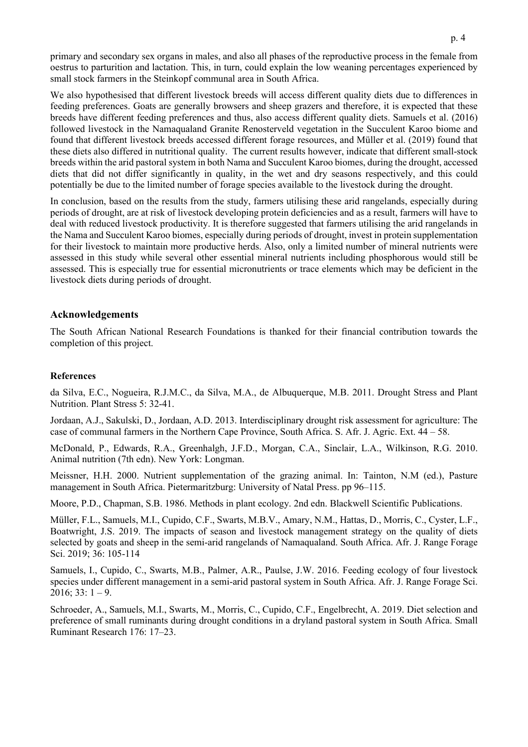primary and secondary sex organs in males, and also all phases of the reproductive process in the female from oestrus to parturition and lactation. This, in turn, could explain the low weaning percentages experienced by small stock farmers in the Steinkopf communal area in South Africa.

We also hypothesised that different livestock breeds will access different quality diets due to differences in feeding preferences. Goats are generally browsers and sheep grazers and therefore, it is expected that these breeds have different feeding preferences and thus, also access different quality diets. Samuels et al. (2016) followed livestock in the Namaqualand Granite Renosterveld vegetation in the Succulent Karoo biome and found that different livestock breeds accessed different forage resources, and Müller et al. (2019) found that these diets also differed in nutritional quality. The current results however, indicate that different small-stock breeds within the arid pastoral system in both Nama and Succulent Karoo biomes, during the drought, accessed diets that did not differ significantly in quality, in the wet and dry seasons respectively, and this could potentially be due to the limited number of forage species available to the livestock during the drought.

In conclusion, based on the results from the study, farmers utilising these arid rangelands, especially during periods of drought, are at risk of livestock developing protein deficiencies and as a result, farmers will have to deal with reduced livestock productivity. It is therefore suggested that farmers utilising the arid rangelands in the Nama and Succulent Karoo biomes, especially during periods of drought, invest in protein supplementation for their livestock to maintain more productive herds. Also, only a limited number of mineral nutrients were assessed in this study while several other essential mineral nutrients including phosphorous would still be assessed. This is especially true for essential micronutrients or trace elements which may be deficient in the livestock diets during periods of drought.

## Acknowledgements

The South African National Research Foundations is thanked for their financial contribution towards the completion of this project.

### References

da Silva, E.C., Nogueira, R.J.M.C., da Silva, M.A., de Albuquerque, M.B. 2011. Drought Stress and Plant Nutrition. Plant Stress 5: 32-41.

Jordaan, A.J., Sakulski, D., Jordaan, A.D. 2013. Interdisciplinary drought risk assessment for agriculture: The case of communal farmers in the Northern Cape Province, South Africa. S. Afr. J. Agric. Ext. 44 – 58.

McDonald, P., Edwards, R.A., Greenhalgh, J.F.D., Morgan, C.A., Sinclair, L.A., Wilkinson, R.G. 2010. Animal nutrition (7th edn). New York: Longman.

Meissner, H.H. 2000. Nutrient supplementation of the grazing animal. In: Tainton, N.M (ed.), Pasture management in South Africa. Pietermaritzburg: University of Natal Press. pp 96–115.

Moore, P.D., Chapman, S.B. 1986. Methods in plant ecology. 2nd edn. Blackwell Scientific Publications.

Müller, F.L., Samuels, M.I., Cupido, C.F., Swarts, M.B.V., Amary, N.M., Hattas, D., Morris, C., Cyster, L.F., Boatwright, J.S. 2019. The impacts of season and livestock management strategy on the quality of diets selected by goats and sheep in the semi-arid rangelands of Namaqualand. South Africa. Afr. J. Range Forage Sci. 2019; 36: 105-114

Samuels, I., Cupido, C., Swarts, M.B., Palmer, A.R., Paulse, J.W. 2016. Feeding ecology of four livestock species under different management in a semi-arid pastoral system in South Africa. Afr. J. Range Forage Sci. 2016; 33: 1 – 9.

Schroeder, A., Samuels, M.I., Swarts, M., Morris, C., Cupido, C.F., Engelbrecht, A. 2019. Diet selection and preference of small ruminants during drought conditions in a dryland pastoral system in South Africa. Small Ruminant Research 176: 17–23.